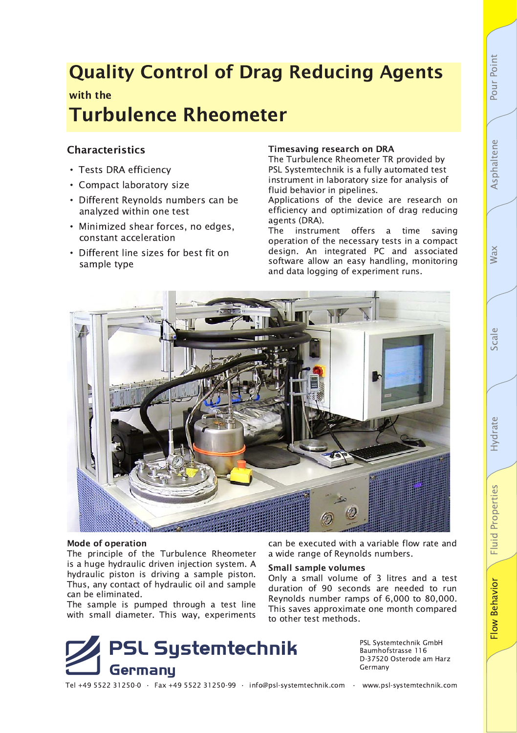# Quality Control of Drag Reducing Agents

**with the**

# Turbulence Rheometer

## Characteristics

- Tests DRA efficiency
- Compact laboratory size
- Different Reynolds numbers can be analyzed within one test
- Minimized shear forces, no edges, constant acceleration
- Different line sizes for best fit on sample type

### Timesaving research on DRA

The Turbulence Rheometer TR provided by PSL Systemtechnik is a fully automated test instrument in laboratory size for analysis of fluid behavior in pipelines.
Applications of the device are research on efficiency and optimization of drag reducing agents (DRA).
The instrument offers a time saving operation of the necessary tests in a compact design. An integrated PC and associated software allow an easy handling, monitoring and data logging of experiment runs.

### Mode of operation

The principle of the Turbulence Rheometer is a huge hydraulic driven injection system. A hydraulic piston is driving a sample piston. Thus, any contact of hydraulic oil and sample can be eliminated.
The sample is pumped through a test line with small diameter. This way, experiments can be executed with a variable flow rate and a wide range of Reynolds numbers.

### Small sample volumes

Only a small volume of 3 litres and a test duration of 90 seconds are needed to run Reynolds number ramps of 6,000 to 80,000. This saves approximate one month compared to other test methods.

**PSL Systemtechnik Germany**

PSL Systemtechnik GmbH
Baumhofstrasse 116
D-37520 Osterode am Harz
Germany

Tel +49 5522 31250-0 · Fax +49 5522 31250-99 · info@psl-systemtechnik.com · www.psl-systemtechnik.com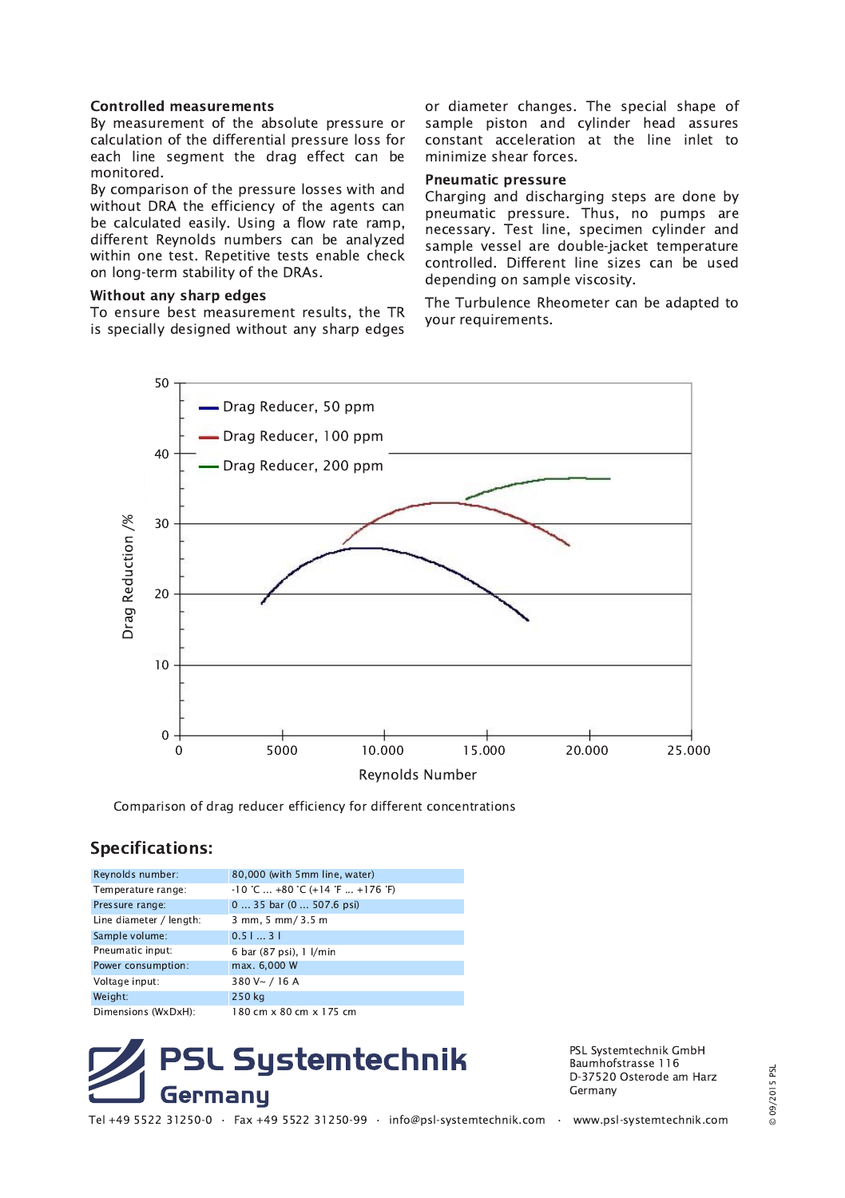**Controlled measurements**

By measurement of the absolute pressure or calculation of the differential pressure loss for each line segment the drag effect can be monitored.

By comparison of the pressure losses with and without DRA the efficiency of the agents can be calculated easily. Using a flow rate ramp, different Reynolds numbers can be analyzed within one test. Repetitive tests enable check on long-term stability of the DRAs.

**Without any sharp edges**

To ensure best measurement results, the TR is specially designed without any sharp edges or diameter changes. The special shape of sample piston and cylinder head assures constant acceleration at the line inlet to minimize shear forces.

**Pneumatic pressure**

Charging and discharging steps are done by pneumatic pressure. Thus, no pumps are necessary. Test line, specimen cylinder and sample vessel are double-jacket temperature controlled. Different line sizes can be used depending on sample viscosity.

The Turbulence Rheometer can be adapted to your requirements.

Drag Reducer, 50 ppm
Drag Reducer, 100 ppm
Drag Reducer, 200 ppm

Drag Reduction /%
0
10
20
30
40
50

Reynolds Number
0
5000
10.000
15.000
20.000
25.000

Comparison of drag reducer efficiency for different concentrations

## Specifications:

| | |
|---|---|
| Reynolds number: | 80,000 (with 5mm line, water) |
| Temperature range: | -10 °C ... +80 °C (+14 °F ... +176 °F) |
| Pressure range: | 0 ... 35 bar (0 ... 507.6 psi) |
| Line diameter / length: | 3 mm, 5 mm/ 3.5 m |
| Sample volume: | 0.5 l ... 3 l |
| Pneumatic input: | 6 bar (87 psi), 1 l/min |
| Power consumption: | max. 6,000 W |
| Voltage input: | 380 V~ / 16 A |
| Weight: | 250 kg |
| Dimensions (WxDxH): | 180 cm x 80 cm x 175 cm |

**PSL Systemtechnik**
**Germany**

PSL Systemtechnik GmbH
Baumhofstrasse 116
D-37520 Osterode am Harz
Germany

Tel +49 5522 31250-0 · Fax +49 5522 31250-99 · info@psl-systemtechnik.com · www.psl-systemtechnik.com

© 09/2015 PSL